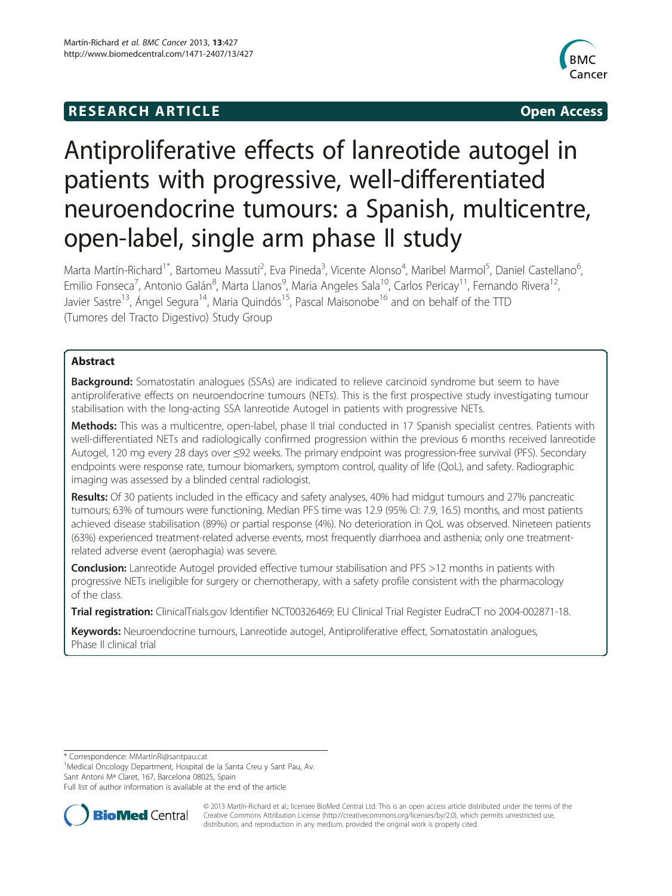**RESEARCH ARTICLE** **Open Access**

# Antiproliferative effects of lanreotide autogel in patients with progressive, well-differentiated neuroendocrine tumours: a Spanish, multicentre, open-label, single arm phase II study

Marta Martín-Richard[1*], Bartomeu Massutí[2], Eva Pineda[3], Vicente Alonso[4], Maribel Marmol[5], Daniel Castellano[6], Emilio Fonseca[7], Antonio Galán[8], Marta Llanos[9], Maria Angeles Sala[10], Carlos Pericay[11], Fernando Rivera[12], Javier Sastre[13], Ángel Segura[14], Maria Quindós[15], Pascal Maisonobe[16] and on behalf of the TTD (Tumores del Tracto Digestivo) Study Group

## Abstract

**Background:** Somatostatin analogues (SSAs) are indicated to relieve carcinoid syndrome but seem to have antiproliferative effects on neuroendocrine tumours (NETs). This is the first prospective study investigating tumour stabilisation with the long-acting SSA lanreotide Autogel in patients with progressive NETs.

**Methods:** This was a multicentre, open-label, phase II trial conducted in 17 Spanish specialist centres. Patients with well-differentiated NETs and radiologically confirmed progression within the previous 6 months received lanreotide Autogel, 120 mg every 28 days over ≤92 weeks. The primary endpoint was progression-free survival (PFS). Secondary endpoints were response rate, tumour biomarkers, symptom control, quality of life (QoL), and safety. Radiographic imaging was assessed by a blinded central radiologist.

**Results:** Of 30 patients included in the efficacy and safety analyses, 40% had midgut tumours and 27% pancreatic tumours; 63% of tumours were functioning. Median PFS time was 12.9 (95% CI: 7.9, 16.5) months, and most patients achieved disease stabilisation (89%) or partial response (4%). No deterioration in QoL was observed. Nineteen patients (63%) experienced treatment-related adverse events, most frequently diarrhoea and asthenia; only one treatment-related adverse event (aerophagia) was severe.

**Conclusion:** Lanreotide Autogel provided effective tumour stabilisation and PFS >12 months in patients with progressive NETs ineligible for surgery or chemotherapy, with a safety profile consistent with the pharmacology of the class.

**Trial registration:** ClinicalTrials.gov Identifier NCT00326469; EU Clinical Trial Register EudraCT no 2004-002871-18.

**Keywords:** Neuroendocrine tumours, Lanreotide autogel, Antiproliferative effect, Somatostatin analogues, Phase II clinical trial

\* Correspondence: MMartinRi@santpau.cat
[1]Medical Oncology Department, Hospital de la Santa Creu y Sant Pau, Av. Sant Antoni Mª Claret, 167, Barcelona 08025, Spain
Full list of author information is available at the end of the article

© 2013 Martín-Richard et al.; licensee BioMed Central Ltd. This is an open access article distributed under the terms of the Creative Commons Attribution License (http://creativecommons.org/licenses/by/2.0), which permits unrestricted use, distribution, and reproduction in any medium, provided the original work is properly cited.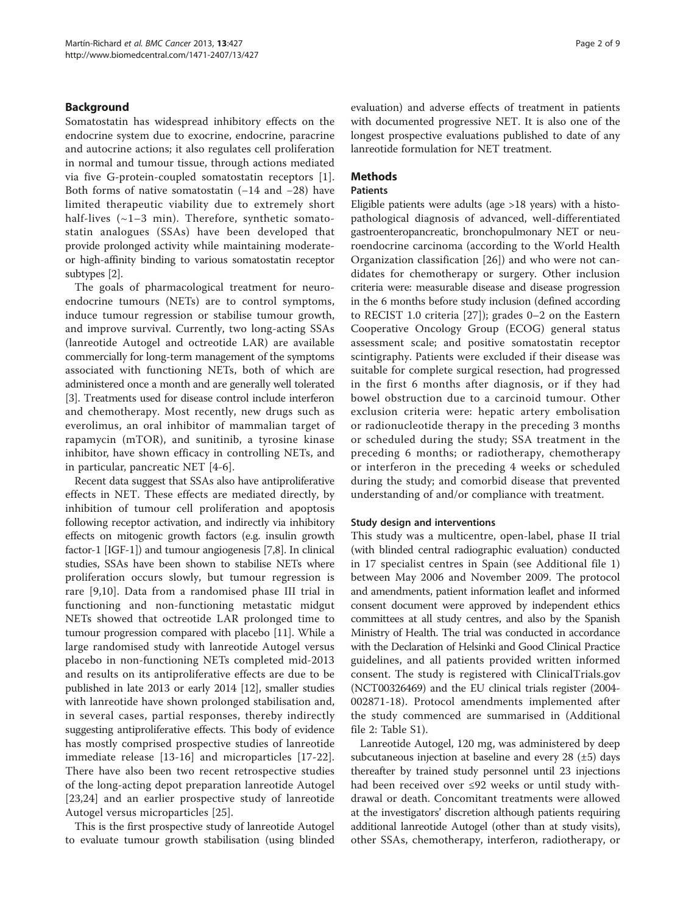## Background

Somatostatin has widespread inhibitory effects on the endocrine system due to exocrine, endocrine, paracrine and autocrine actions; it also regulates cell proliferation in normal and tumour tissue, through actions mediated via five G-protein-coupled somatostatin receptors [1]. Both forms of native somatostatin (−14 and −28) have limited therapeutic viability due to extremely short half-lives (~1–3 min). Therefore, synthetic somatostatin analogues (SSAs) have been developed that provide prolonged activity while maintaining moderate- or high-affinity binding to various somatostatin receptor subtypes [2].

The goals of pharmacological treatment for neuroendocrine tumours (NETs) are to control symptoms, induce tumour regression or stabilise tumour growth, and improve survival. Currently, two long-acting SSAs (lanreotide Autogel and octreotide LAR) are available commercially for long-term management of the symptoms associated with functioning NETs, both of which are administered once a month and are generally well tolerated [3]. Treatments used for disease control include interferon and chemotherapy. Most recently, new drugs such as everolimus, an oral inhibitor of mammalian target of rapamycin (mTOR), and sunitinib, a tyrosine kinase inhibitor, have shown efficacy in controlling NETs, and in particular, pancreatic NET [4-6].

Recent data suggest that SSAs also have antiproliferative effects in NET. These effects are mediated directly, by inhibition of tumour cell proliferation and apoptosis following receptor activation, and indirectly via inhibitory effects on mitogenic growth factors (e.g. insulin growth factor-1 [IGF-1]) and tumour angiogenesis [7,8]. In clinical studies, SSAs have been shown to stabilise NETs where proliferation occurs slowly, but tumour regression is rare [9,10]. Data from a randomised phase III trial in functioning and non-functioning metastatic midgut NETs showed that octreotide LAR prolonged time to tumour progression compared with placebo [11]. While a large randomised study with lanreotide Autogel versus placebo in non-functioning NETs completed mid-2013 and results on its antiproliferative effects are due to be published in late 2013 or early 2014 [12], smaller studies with lanreotide have shown prolonged stabilisation and, in several cases, partial responses, thereby indirectly suggesting antiproliferative effects. This body of evidence has mostly comprised prospective studies of lanreotide immediate release [13-16] and microparticles [17-22]. There have also been two recent retrospective studies of the long-acting depot preparation lanreotide Autogel [23,24] and an earlier prospective study of lanreotide Autogel versus microparticles [25].

This is the first prospective study of lanreotide Autogel to evaluate tumour growth stabilisation (using blinded evaluation) and adverse effects of treatment in patients with documented progressive NET. It is also one of the longest prospective evaluations published to date of any lanreotide formulation for NET treatment.

## Methods

### Patients

Eligible patients were adults (age >18 years) with a histopathological diagnosis of advanced, well-differentiated gastroenteropancreatic, bronchopulmonary NET or neuroendocrine carcinoma (according to the World Health Organization classification [26]) and who were not candidates for chemotherapy or surgery. Other inclusion criteria were: measurable disease and disease progression in the 6 months before study inclusion (defined according to RECIST 1.0 criteria [27]); grades 0–2 on the Eastern Cooperative Oncology Group (ECOG) general status assessment scale; and positive somatostatin receptor scintigraphy. Patients were excluded if their disease was suitable for complete surgical resection, had progressed in the first 6 months after diagnosis, or if they had bowel obstruction due to a carcinoid tumour. Other exclusion criteria were: hepatic artery embolisation or radionucleotide therapy in the preceding 3 months or scheduled during the study; SSA treatment in the preceding 6 months; or radiotherapy, chemotherapy or interferon in the preceding 4 weeks or scheduled during the study; and comorbid disease that prevented understanding of and/or compliance with treatment.

#### Study design and interventions

This study was a multicentre, open-label, phase II trial (with blinded central radiographic evaluation) conducted in 17 specialist centres in Spain (see Additional file 1) between May 2006 and November 2009. The protocol and amendments, patient information leaflet and informed consent document were approved by independent ethics committees at all study centres, and also by the Spanish Ministry of Health. The trial was conducted in accordance with the Declaration of Helsinki and Good Clinical Practice guidelines, and all patients provided written informed consent. The study is registered with ClinicalTrials.gov (NCT00326469) and the EU clinical trials register (2004-002871-18). Protocol amendments implemented after the study commenced are summarised in (Additional file 2: Table S1).

Lanreotide Autogel, 120 mg, was administered by deep subcutaneous injection at baseline and every 28 (±5) days thereafter by trained study personnel until 23 injections had been received over ≤92 weeks or until study withdrawal or death. Concomitant treatments were allowed at the investigators' discretion although patients requiring additional lanreotide Autogel (other than at study visits), other SSAs, chemotherapy, interferon, radiotherapy, or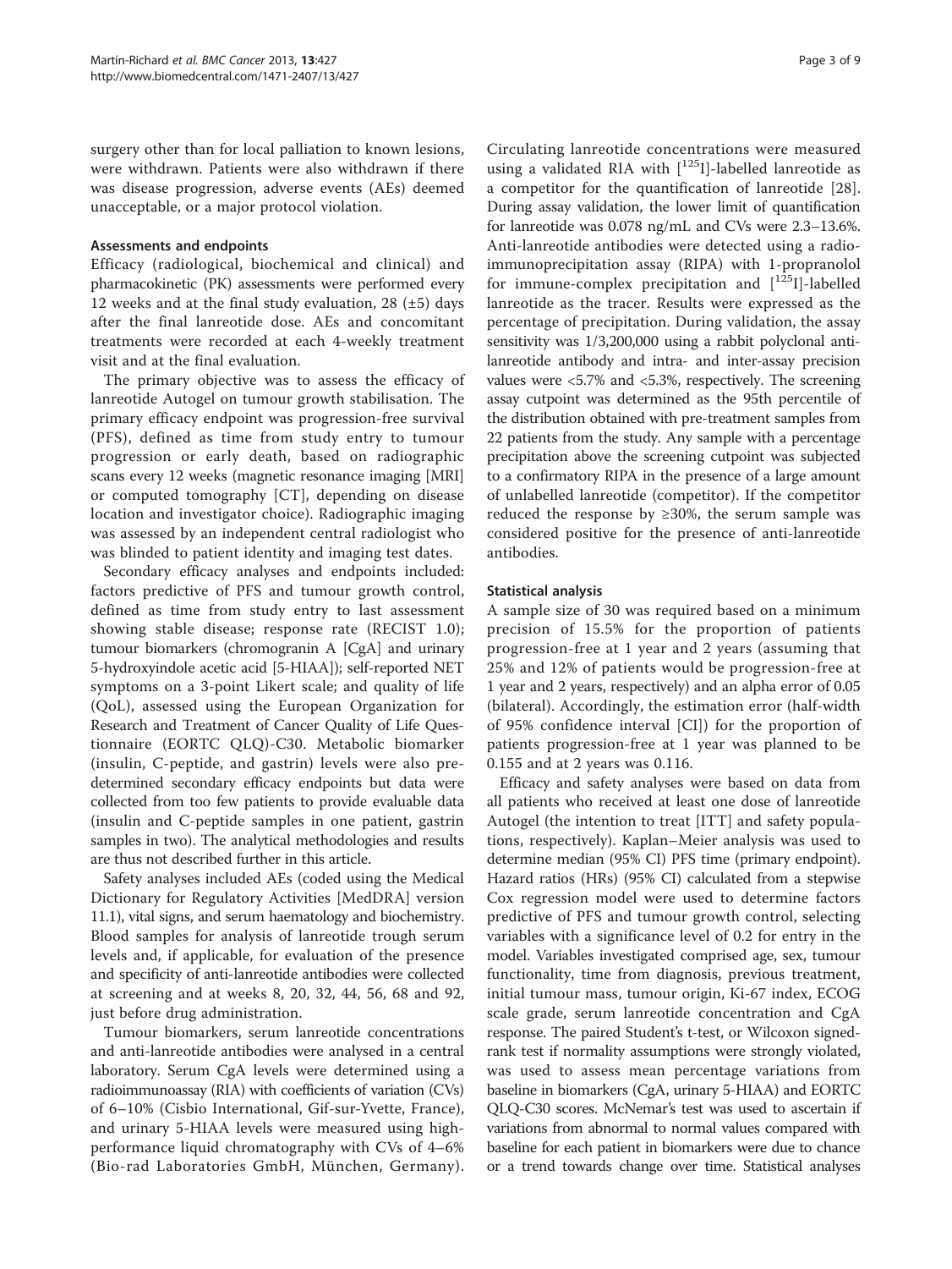surgery other than for local palliation to known lesions, were withdrawn. Patients were also withdrawn if there was disease progression, adverse events (AEs) deemed unacceptable, or a major protocol violation.

### Assessments and endpoints

Efficacy (radiological, biochemical and clinical) and pharmacokinetic (PK) assessments were performed every 12 weeks and at the final study evaluation, 28 (±5) days after the final lanreotide dose. AEs and concomitant treatments were recorded at each 4-weekly treatment visit and at the final evaluation.

The primary objective was to assess the efficacy of lanreotide Autogel on tumour growth stabilisation. The primary efficacy endpoint was progression-free survival (PFS), defined as time from study entry to tumour progression or early death, based on radiographic scans every 12 weeks (magnetic resonance imaging [MRI] or computed tomography [CT], depending on disease location and investigator choice). Radiographic imaging was assessed by an independent central radiologist who was blinded to patient identity and imaging test dates.

Secondary efficacy analyses and endpoints included: factors predictive of PFS and tumour growth control, defined as time from study entry to last assessment showing stable disease; response rate (RECIST 1.0); tumour biomarkers (chromogranin A [CgA] and urinary 5-hydroxyindole acetic acid [5-HIAA]); self-reported NET symptoms on a 3-point Likert scale; and quality of life (QoL), assessed using the European Organization for Research and Treatment of Cancer Quality of Life Questionnaire (EORTC QLQ)-C30. Metabolic biomarker (insulin, C-peptide, and gastrin) levels were also predetermined secondary efficacy endpoints but data were collected from too few patients to provide evaluable data (insulin and C-peptide samples in one patient, gastrin samples in two). The analytical methodologies and results are thus not described further in this article.

Safety analyses included AEs (coded using the Medical Dictionary for Regulatory Activities [MedDRA] version 11.1), vital signs, and serum haematology and biochemistry. Blood samples for analysis of lanreotide trough serum levels and, if applicable, for evaluation of the presence and specificity of anti-lanreotide antibodies were collected at screening and at weeks 8, 20, 32, 44, 56, 68 and 92, just before drug administration.

Tumour biomarkers, serum lanreotide concentrations and anti-lanreotide antibodies were analysed in a central laboratory. Serum CgA levels were determined using a radioimmunoassay (RIA) with coefficients of variation (CVs) of 6–10% (Cisbio International, Gif-sur-Yvette, France), and urinary 5-HIAA levels were measured using high-performance liquid chromatography with CVs of 4–6% (Bio-rad Laboratories GmbH, München, Germany). Circulating lanreotide concentrations were measured using a validated RIA with [$^{125}$I]-labelled lanreotide as a competitor for the quantification of lanreotide [28]. During assay validation, the lower limit of quantification for lanreotide was 0.078 ng/mL and CVs were 2.3–13.6%. Anti-lanreotide antibodies were detected using a radio-immunoprecipitation assay (RIPA) with 1-propranolol for immune-complex precipitation and [$^{125}$I]-labelled lanreotide as the tracer. Results were expressed as the percentage of precipitation. During validation, the assay sensitivity was 1/3,200,000 using a rabbit polyclonal anti-lanreotide antibody and intra- and inter-assay precision values were <5.7% and <5.3%, respectively. The screening assay cutpoint was determined as the 95th percentile of the distribution obtained with pre-treatment samples from 22 patients from the study. Any sample with a percentage precipitation above the screening cutpoint was subjected to a confirmatory RIPA in the presence of a large amount of unlabelled lanreotide (competitor). If the competitor reduced the response by ≥30%, the serum sample was considered positive for the presence of anti-lanreotide antibodies.

### Statistical analysis

A sample size of 30 was required based on a minimum precision of 15.5% for the proportion of patients progression-free at 1 year and 2 years (assuming that 25% and 12% of patients would be progression-free at 1 year and 2 years, respectively) and an alpha error of 0.05 (bilateral). Accordingly, the estimation error (half-width of 95% confidence interval [CI]) for the proportion of patients progression-free at 1 year was planned to be 0.155 and at 2 years was 0.116.

Efficacy and safety analyses were based on data from all patients who received at least one dose of lanreotide Autogel (the intention to treat [ITT] and safety populations, respectively). Kaplan–Meier analysis was used to determine median (95% CI) PFS time (primary endpoint). Hazard ratios (HRs) (95% CI) calculated from a stepwise Cox regression model were used to determine factors predictive of PFS and tumour growth control, selecting variables with a significance level of 0.2 for entry in the model. Variables investigated comprised age, sex, tumour functionality, time from diagnosis, previous treatment, initial tumour mass, tumour origin, Ki-67 index, ECOG scale grade, serum lanreotide concentration and CgA response. The paired Student's t-test, or Wilcoxon signed-rank test if normality assumptions were strongly violated, was used to assess mean percentage variations from baseline in biomarkers (CgA, urinary 5-HIAA) and EORTC QLQ-C30 scores. McNemar's test was used to ascertain if variations from abnormal to normal values compared with baseline for each patient in biomarkers were due to chance or a trend towards change over time. Statistical analyses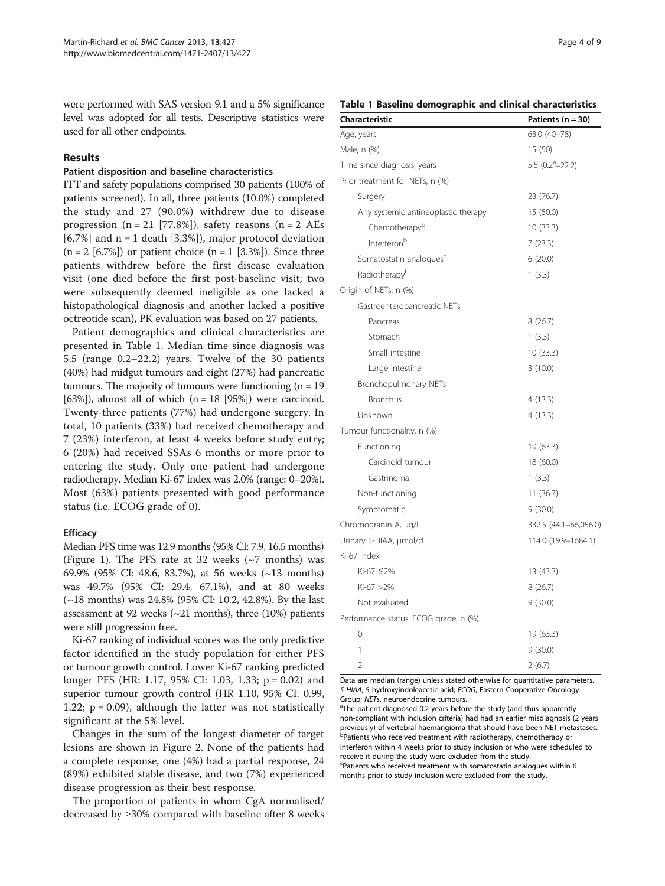were performed with SAS version 9.1 and a 5% significance level was adopted for all tests. Descriptive statistics were used for all other endpoints.

## Results

### Patient disposition and baseline characteristics

ITT and safety populations comprised 30 patients (100% of patients screened). In all, three patients (10.0%) completed the study and 27 (90.0%) withdrew due to disease progression (n = 21 [77.8%]), safety reasons (n = 2 AEs [6.7%] and n = 1 death [3.3%]), major protocol deviation (n = 2 [6.7%]) or patient choice (n = 1 [3.3%]). Since three patients withdrew before the first disease evaluation visit (one died before the first post-baseline visit; two were subsequently deemed ineligible as one lacked a histopathological diagnosis and another lacked a positive octreotide scan), PK evaluation was based on 27 patients.

Patient demographics and clinical characteristics are presented in Table 1. Median time since diagnosis was 5.5 (range 0.2–22.2) years. Twelve of the 30 patients (40%) had midgut tumours and eight (27%) had pancreatic tumours. The majority of tumours were functioning (n = 19 [63%]), almost all of which (n = 18 [95%]) were carcinoid. Twenty-three patients (77%) had undergone surgery. In total, 10 patients (33%) had received chemotherapy and 7 (23%) interferon, at least 4 weeks before study entry; 6 (20%) had received SSAs 6 months or more prior to entering the study. Only one patient had undergone radiotherapy. Median Ki-67 index was 2.0% (range: 0–20%). Most (63%) patients presented with good performance status (i.e. ECOG grade of 0).

**Table 1 Baseline demographic and clinical characteristics**

| Characteristic | Patients (n = 30) |
|---|---|
| Age, years | 63.0 (40–78) |
| Male, n (%) | 15 (50) |
| Time since diagnosis, years | 5.5 (0.2[a]–22.2) |
| Prior treatment for NETs, n (%) | |
| Surgery | 23 (76.7) |
| Any systemic antineoplastic therapy | 15 (50.0) |
| Chemotherapy[b] | 10 (33.3) |
| Interferon[b] | 7 (23.3) |
| Somatostatin analogues[c] | 6 (20.0) |
| Radiotherapy[b] | 1 (3.3) |
| Origin of NETs, n (%) | |
| Gastroenteropancreatic NETs | |
| Pancreas | 8 (26.7) |
| Stomach | 1 (3.3) |
| Small intestine | 10 (33.3) |
| Large intestine | 3 (10.0) |
| Bronchopulmonary NETs | |
| Bronchus | 4 (13.3) |
| Unknown | 4 (13.3) |
| Tumour functionality, n (%) | |
| Functioning | 19 (63.3) |
| Carcinoid tumour | 18 (60.0) |
| Gastrinoma | 1 (3.3) |
| Non-functioning | 11 (36.7) |
| Symptomatic | 9 (30.0) |
| Chromogranin A, μg/L | 332.5 (44.1–66,056.0) |
| Urinary 5-HIAA, μmol/d | 114.0 (19.9–1684.1) |
| Ki-67 index | |
| Ki-67 ≤2% | 13 (43.3) |
| Ki-67 >2% | 8 (26.7) |
| Not evaluated | 9 (30.0) |
| Performance status: ECOG grade, n (%) | |
| 0 | 19 (63.3) |
| 1 | 9 (30.0) |
| 2 | 2 (6.7) |

Data are median (range) unless stated otherwise for quantitative parameters. *5-HIAA*, 5-hydroxyindoleacetic acid; *ECOG*, Eastern Cooperative Oncology Group; *NETs*, neuroendocrine tumours.
[a]The patient diagnosed 0.2 years before the study (and thus apparently non-compliant with inclusion criteria) had had an earlier misdiagnosis (2 years previously) of vertebral haemangioma that should have been NET metastases.
[b]Patients who received treatment with radiotherapy, chemotherapy or interferon within 4 weeks prior to study inclusion or who were scheduled to receive it during the study were excluded from the study.
[c]Patients who received treatment with somatostatin analogues within 6 months prior to study inclusion were excluded from the study.

### Efficacy

Median PFS time was 12.9 months (95% CI: 7.9, 16.5 months) (Figure 1). The PFS rate at 32 weeks (~7 months) was 69.9% (95% CI: 48.6, 83.7%), at 56 weeks (~13 months) was 49.7% (95% CI: 29.4, 67.1%), and at 80 weeks (~18 months) was 24.8% (95% CI: 10.2, 42.8%). By the last assessment at 92 weeks (~21 months), three (10%) patients were still progression free.

Ki-67 ranking of individual scores was the only predictive factor identified in the study population for either PFS or tumour growth control. Lower Ki-67 ranking predicted longer PFS (HR: 1.17, 95% CI: 1.03, 1.33; $p = 0.02$) and superior tumour growth control (HR 1.10, 95% CI: 0.99, 1.22; $p = 0.09$), although the latter was not statistically significant at the 5% level.

Changes in the sum of the longest diameter of target lesions are shown in Figure 2. None of the patients had a complete response, one (4%) had a partial response, 24 (89%) exhibited stable disease, and two (7%) experienced disease progression as their best response.

The proportion of patients in whom CgA normalised/decreased by ≥30% compared with baseline after 8 weeks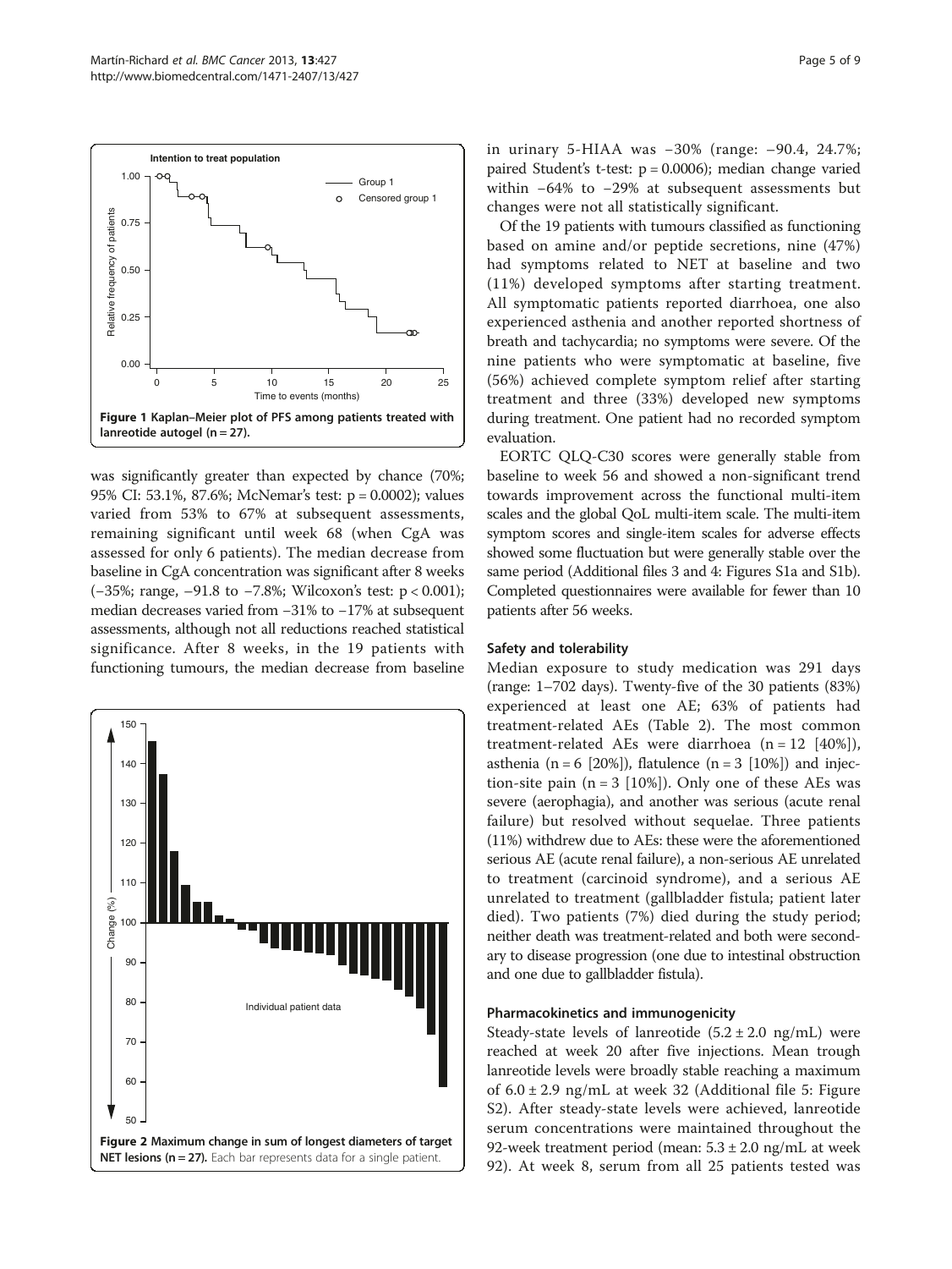Intention to treat population

1.00

0.75

0.50

0.25

0.00

Relative frequency of patients

Group 1

Censored group 1

0 5 10 15 20 25

Time to events (months)

**Figure 1 Kaplan–Meier plot of PFS among patients treated with lanreotide autogel (n = 27).**

was significantly greater than expected by chance (70%; 95% CI: 53.1%, 87.6%; McNemar's test: $p = 0.0002$); values varied from 53% to 67% at subsequent assessments, remaining significant until week 68 (when CgA was assessed for only 6 patients). The median decrease from baseline in CgA concentration was significant after 8 weeks (−35%; range, −91.8 to −7.8%; Wilcoxon's test: $p < 0.001$); median decreases varied from −31% to −17% at subsequent assessments, although not all reductions reached statistical significance. After 8 weeks, in the 19 patients with functioning tumours, the median decrease from baseline

150

140

130

120

110

100

90

80

70

60

50

Change (%)

Individual patient data

**Figure 2 Maximum change in sum of longest diameters of target NET lesions (n = 27).** Each bar represents data for a single patient.

in urinary 5-HIAA was −30% (range: −90.4, 24.7%; paired Student's t-test: $p = 0.0006$); median change varied within −64% to −29% at subsequent assessments but changes were not all statistically significant.

Of the 19 patients with tumours classified as functioning based on amine and/or peptide secretions, nine (47%) had symptoms related to NET at baseline and two (11%) developed symptoms after starting treatment. All symptomatic patients reported diarrhoea, one also experienced asthenia and another reported shortness of breath and tachycardia; no symptoms were severe. Of the nine patients who were symptomatic at baseline, five (56%) achieved complete symptom relief after starting treatment and three (33%) developed new symptoms during treatment. One patient had no recorded symptom evaluation.

EORTC QLQ-C30 scores were generally stable from baseline to week 56 and showed a non-significant trend towards improvement across the functional multi-item scales and the global QoL multi-item scale. The multi-item symptom scores and single-item scales for adverse effects showed some fluctuation but were generally stable over the same period (Additional files 3 and 4: Figures S1a and S1b). Completed questionnaires were available for fewer than 10 patients after 56 weeks.

### Safety and tolerability

Median exposure to study medication was 291 days (range: 1–702 days). Twenty-five of the 30 patients (83%) experienced at least one AE; 63% of patients had treatment-related AEs (Table 2). The most common treatment-related AEs were diarrhoea (n = 12 [40%]), asthenia (n = 6 [20%]), flatulence (n = 3 [10%]) and injection-site pain (n = 3 [10%]). Only one of these AEs was severe (aerophagia), and another was serious (acute renal failure) but resolved without sequelae. Three patients (11%) withdrew due to AEs: these were the aforementioned serious AE (acute renal failure), a non-serious AE unrelated to treatment (carcinoid syndrome), and a serious AE unrelated to treatment (gallbladder fistula; patient later died). Two patients (7%) died during the study period; neither death was treatment-related and both were secondary to disease progression (one due to intestinal obstruction and one due to gallbladder fistula).

### Pharmacokinetics and immunogenicity

Steady-state levels of lanreotide ($5.2 \pm 2.0$ ng/mL) were reached at week 20 after five injections. Mean trough lanreotide levels were broadly stable reaching a maximum of $6.0 \pm 2.9$ ng/mL at week 32 (Additional file 5: Figure S2). After steady-state levels were achieved, lanreotide serum concentrations were maintained throughout the 92-week treatment period (mean: $5.3 \pm 2.0$ ng/mL at week 92). At week 8, serum from all 25 patients tested was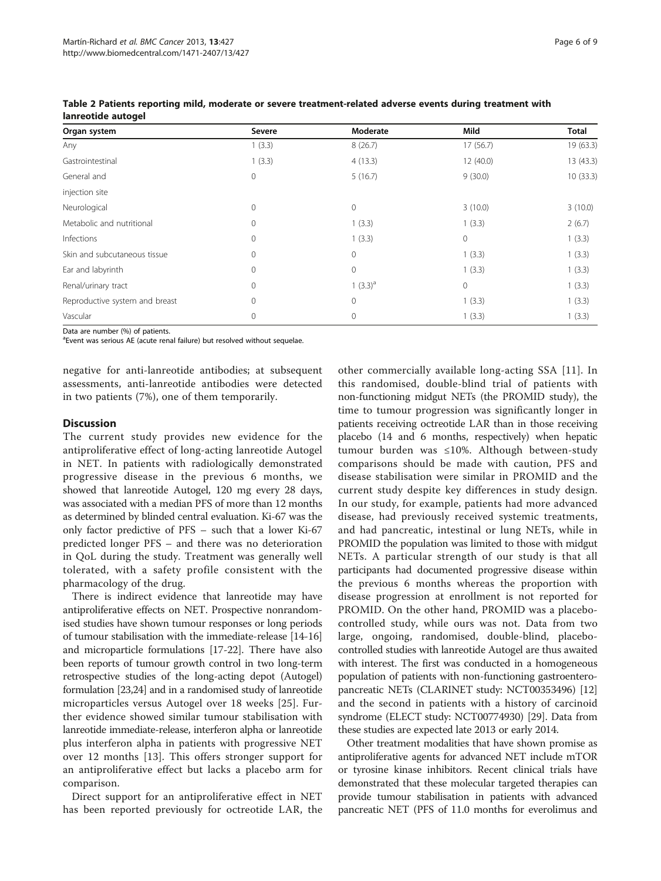**Table 2 Patients reporting mild, moderate or severe treatment-related adverse events during treatment with lanreotide autogel**

| Organ system | Severe | Moderate | Mild | Total |
|---|---|---|---|---|
| Any | 1 (3.3) | 8 (26.7) | 17 (56.7) | 19 (63.3) |
| Gastrointestinal | 1 (3.3) | 4 (13.3) | 12 (40.0) | 13 (43.3) |
| General and injection site | 0 | 5 (16.7) | 9 (30.0) | 10 (33.3) |
| Neurological | 0 | 0 | 3 (10.0) | 3 (10.0) |
| Metabolic and nutritional | 0 | 1 (3.3) | 1 (3.3) | 2 (6.7) |
| Infections | 0 | 1 (3.3) | 0 | 1 (3.3) |
| Skin and subcutaneous tissue | 0 | 0 | 1 (3.3) | 1 (3.3) |
| Ear and labyrinth | 0 | 0 | 1 (3.3) | 1 (3.3) |
| Renal/urinary tract | 0 | 1 (3.3)[a] | 0 | 1 (3.3) |
| Reproductive system and breast | 0 | 0 | 1 (3.3) | 1 (3.3) |
| Vascular | 0 | 0 | 1 (3.3) | 1 (3.3) |

Data are number (%) of patients.
[a]Event was serious AE (acute renal failure) but resolved without sequelae.

negative for anti-lanreotide antibodies; at subsequent assessments, anti-lanreotide antibodies were detected in two patients (7%), one of them temporarily.

## Discussion

The current study provides new evidence for the antiproliferative effect of long-acting lanreotide Autogel in NET. In patients with radiologically demonstrated progressive disease in the previous 6 months, we showed that lanreotide Autogel, 120 mg every 28 days, was associated with a median PFS of more than 12 months as determined by blinded central evaluation. Ki-67 was the only factor predictive of PFS – such that a lower Ki-67 predicted longer PFS – and there was no deterioration in QoL during the study. Treatment was generally well tolerated, with a safety profile consistent with the pharmacology of the drug.

There is indirect evidence that lanreotide may have antiproliferative effects on NET. Prospective nonrandomised studies have shown tumour responses or long periods of tumour stabilisation with the immediate-release [14-16] and microparticle formulations [17-22]. There have also been reports of tumour growth control in two long-term retrospective studies of the long-acting depot (Autogel) formulation [23,24] and in a randomised study of lanreotide microparticles versus Autogel over 18 weeks [25]. Further evidence showed similar tumour stabilisation with lanreotide immediate-release, interferon alpha or lanreotide plus interferon alpha in patients with progressive NET over 12 months [13]. This offers stronger support for an antiproliferative effect but lacks a placebo arm for comparison.

Direct support for an antiproliferative effect in NET has been reported previously for octreotide LAR, the other commercially available long-acting SSA [11]. In this randomised, double-blind trial of patients with non-functioning midgut NETs (the PROMID study), the time to tumour progression was significantly longer in patients receiving octreotide LAR than in those receiving placebo (14 and 6 months, respectively) when hepatic tumour burden was ≤10%. Although between-study comparisons should be made with caution, PFS and disease stabilisation were similar in PROMID and the current study despite key differences in study design. In our study, for example, patients had more advanced disease, had previously received systemic treatments, and had pancreatic, intestinal or lung NETs, while in PROMID the population was limited to those with midgut NETs. A particular strength of our study is that all participants had documented progressive disease within the previous 6 months whereas the proportion with disease progression at enrollment is not reported for PROMID. On the other hand, PROMID was a placebo-controlled study, while ours was not. Data from two large, ongoing, randomised, double-blind, placebo-controlled studies with lanreotide Autogel are thus awaited with interest. The first was conducted in a homogeneous population of patients with non-functioning gastroentero-pancreatic NETs (CLARINET study: NCT00353496) [12] and the second in patients with a history of carcinoid syndrome (ELECT study: NCT00774930) [29]. Data from these studies are expected late 2013 or early 2014.

Other treatment modalities that have shown promise as antiproliferative agents for advanced NET include mTOR or tyrosine kinase inhibitors. Recent clinical trials have demonstrated that these molecular targeted therapies can provide tumour stabilisation in patients with advanced pancreatic NET (PFS of 11.0 months for everolimus and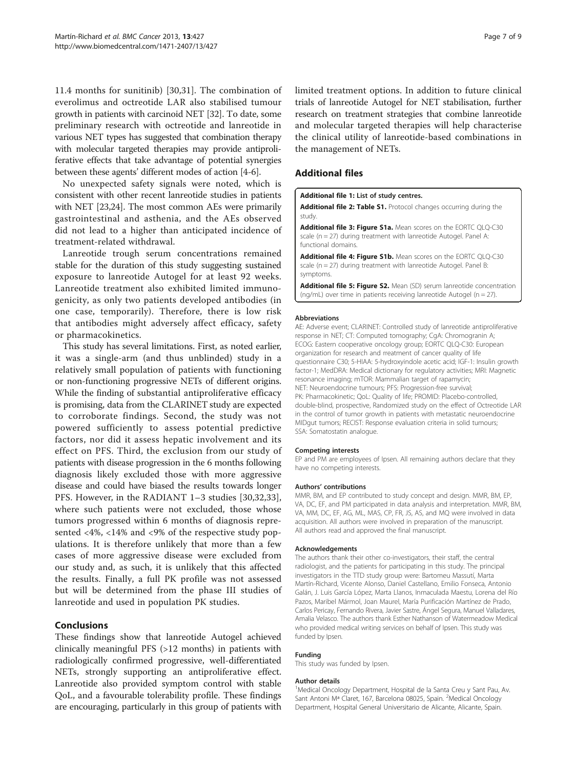11.4 months for sunitinib) [30,31]. The combination of everolimus and octreotide LAR also stabilised tumour growth in patients with carcinoid NET [32]. To date, some preliminary research with octreotide and lanreotide in various NET types has suggested that combination therapy with molecular targeted therapies may provide antiproliferative effects that take advantage of potential synergies between these agents' different modes of action [4-6].

No unexpected safety signals were noted, which is consistent with other recent lanreotide studies in patients with NET [23,24]. The most common AEs were primarily gastrointestinal and asthenia, and the AEs observed did not lead to a higher than anticipated incidence of treatment-related withdrawal.

Lanreotide trough serum concentrations remained stable for the duration of this study suggesting sustained exposure to lanreotide Autogel for at least 92 weeks. Lanreotide treatment also exhibited limited immunogenicity, as only two patients developed antibodies (in one case, temporarily). Therefore, there is low risk that antibodies might adversely affect efficacy, safety or pharmacokinetics.

This study has several limitations. First, as noted earlier, it was a single-arm (and thus unblinded) study in a relatively small population of patients with functioning or non-functioning progressive NETs of different origins. While the finding of substantial antiproliferative efficacy is promising, data from the CLARINET study are expected to corroborate findings. Second, the study was not powered sufficiently to assess potential predictive factors, nor did it assess hepatic involvement and its effect on PFS. Third, the exclusion from our study of patients with disease progression in the 6 months following diagnosis likely excluded those with more aggressive disease and could have biased the results towards longer PFS. However, in the RADIANT 1–3 studies [30,32,33], where such patients were not excluded, those whose tumors progressed within 6 months of diagnosis represented <4%, <14% and <9% of the respective study populations. It is therefore unlikely that more than a few cases of more aggressive disease were excluded from our study and, as such, it is unlikely that this affected the results. Finally, a full PK profile was not assessed but will be determined from the phase III studies of lanreotide and used in population PK studies.

## Conclusions

These findings show that lanreotide Autogel achieved clinically meaningful PFS (>12 months) in patients with radiologically confirmed progressive, well-differentiated NETs, strongly supporting an antiproliferative effect. Lanreotide also provided symptom control with stable QoL, and a favourable tolerability profile. These findings are encouraging, particularly in this group of patients with limited treatment options. In addition to future clinical trials of lanreotide Autogel for NET stabilisation, further research on treatment strategies that combine lanreotide and molecular targeted therapies will help characterise the clinical utility of lanreotide-based combinations in the management of NETs.

## Additional files

**Additional file 1: List of study centres.**

**Additional file 2: Table S1.** Protocol changes occurring during the study.

**Additional file 3: Figure S1a.** Mean scores on the EORTC QLQ-C30 scale (n = 27) during treatment with lanreotide Autogel. Panel A: functional domains.

**Additional file 4: Figure S1b.** Mean scores on the EORTC QLQ-C30 scale (n = 27) during treatment with lanreotide Autogel. Panel B: symptoms.

**Additional file 5: Figure S2.** Mean (SD) serum lanreotide concentration (ng/mL) over time in patients receiving lanreotide Autogel (n = 27).

#### Abbreviations

AE: Adverse event; CLARINET: Controlled study of lanreotide antiproliferative response in NET; CT: Computed tomography; CgA: Chromogranin A; ECOG: Eastern cooperative oncology group; EORTC QLQ-C30: European organization for research and rreatment of cancer quality of life questionnaire C30; 5-HIAA: 5-hydroxyindole acetic acid; IGF-1: Insulin growth factor-1; MedDRA: Medical dictionary for regulatory activities; MRI: Magnetic resonance imaging; mTOR: Mammalian target of rapamycin; NET: Neuroendocrine tumours; PFS: Progression-free survival; PK: Pharmacokinetic; QoL: Quality of life; PROMID: Placebo-controlled, double-blind, prospective, Randomized study on the effect of Octreotide LAR in the control of tumor growth in patients with metastatic neuroendocrine MIDgut tumors; RECIST: Response evaluation criteria in solid tumours; SSA: Somatostatin analogue.

#### Competing interests

EP and PM are employees of Ipsen. All remaining authors declare that they have no competing interests.

#### Authors' contributions

MMR, BM, and EP contributed to study concept and design. MMR, BM, EP, VA, DC, EF, and PM participated in data analysis and interpretation. MMR, BM, VA, MM, DC, EF, AG, ML, MAS, CP, FR, JS, AS, and MQ were involved in data acquisition. All authors were involved in preparation of the manuscript. All authors read and approved the final manuscript.

#### Acknowledgements

The authors thank their other co-investigators, their staff, the central radiologist, and the patients for participating in this study. The principal investigators in the TTD study group were: Bartomeu Massutí, Marta Martín-Richard, Vicente Alonso, Daniel Castellano, Emilio Fonseca, Antonio Galán, J. Luis García López, Marta Llanos, Inmaculada Maestu, Lorena del Río Pazos, Maribel Mármol, Joan Maurel, María Purificación Martínez de Prado, Carlos Pericay, Fernando Rivera, Javier Sastre, Ángel Segura, Manuel Valladares, Amalia Velasco. The authors thank Esther Nathanson of Watermeadow Medical who provided medical writing services on behalf of Ipsen. This study was funded by Ipsen.

#### Funding

This study was funded by Ipsen.

#### Author details

[1]Medical Oncology Department, Hospital de la Santa Creu y Sant Pau, Av. Sant Antoni Mª Claret, 167, Barcelona 08025, Spain. [2]Medical Oncology Department, Hospital General Universitario de Alicante, Alicante, Spain.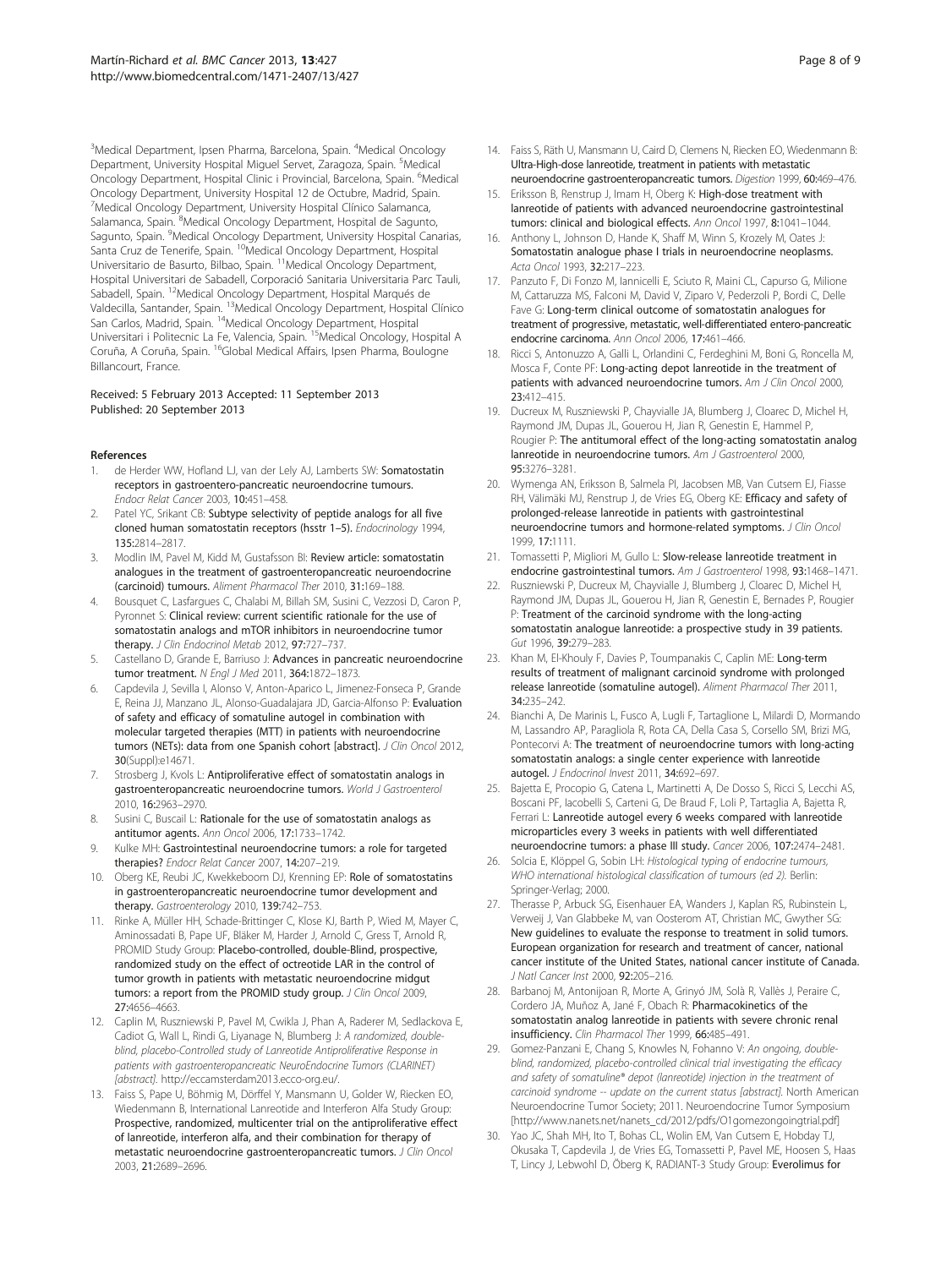[3]Medical Department, Ipsen Pharma, Barcelona, Spain. [4]Medical Oncology Department, University Hospital Miguel Servet, Zaragoza, Spain. [5]Medical Oncology Department, Hospital Clinic i Provincial, Barcelona, Spain. [6]Medical Oncology Department, University Hospital 12 de Octubre, Madrid, Spain. [7]Medical Oncology Department, University Hospital Clínico Salamanca, Salamanca, Spain. [8]Medical Oncology Department, Hospital de Sagunto, Sagunto, Spain. [9]Medical Oncology Department, University Hospital Canarias, Santa Cruz de Tenerife, Spain. [10]Medical Oncology Department, Hospital Universitario de Basurto, Bilbao, Spain. [11]Medical Oncology Department, Hospital Universitari de Sabadell, Corporació Sanitaria Universitaria Parc Tauli, Sabadell, Spain. [12]Medical Oncology Department, Hospital Marqués de Valdecilla, Santander, Spain. [13]Medical Oncology Department, Hospital Clínico San Carlos, Madrid, Spain. [14]Medical Oncology Department, Hospital Universitari i Politecnic La Fe, Valencia, Spain. [15]Medical Oncology, Hospital A Coruña, A Coruña, Spain. [16]Global Medical Affairs, Ipsen Pharma, Boulogne Billancourt, France.

Received: 5 February 2013 Accepted: 11 September 2013
Published: 20 September 2013

## References

1. de Herder WW, Hofland LJ, van der Lely AJ, Lamberts SW: **Somatostatin receptors in gastroentero-pancreatic neuroendocrine tumours.** *Endocr Relat Cancer* 2003, **10:**451–458.
2. Patel YC, Srikant CB: **Subtype selectivity of peptide analogs for all five cloned human somatostatin receptors (hsstr 1–5).** *Endocrinology* 1994, **135:**2814–2817.
3. Modlin IM, Pavel M, Kidd M, Gustafsson BI: **Review article: somatostatin analogues in the treatment of gastroenteropancreatic neuroendocrine (carcinoid) tumours.** *Aliment Pharmacol Ther* 2010, **31:**169–188.
4. Bousquet C, Lasfargues C, Chalabi M, Billah SM, Susini C, Vezzosi D, Caron P, Pyronnet S: **Clinical review: current scientific rationale for the use of somatostatin analogs and mTOR inhibitors in neuroendocrine tumor therapy.** *J Clin Endocrinol Metab* 2012, **97:**727–737.
5. Castellano D, Grande E, Barriuso J: **Advances in pancreatic neuroendocrine tumor treatment.** *N Engl J Med* 2011, **364:**1872–1873.
6. Capdevila J, Sevilla I, Alonso V, Anton-Aparico L, Jimenez-Fonseca P, Grande E, Reina JJ, Manzano JL, Alonso-Guadalajara JD, Garcia-Alfonso P: **Evaluation of safety and efficacy of somatuline autogel in combination with molecular targeted therapies (MTT) in patients with neuroendocrine tumors (NETs): data from one Spanish cohort [abstract].** *J Clin Oncol* 2012, **30**(Suppl):e14671.
7. Strosberg J, Kvols L: **Antiproliferative effect of somatostatin analogs in gastroenteropancreatic neuroendocrine tumors.** *World J Gastroenterol* 2010, **16:**2963–2970.
8. Susini C, Buscail L: **Rationale for the use of somatostatin analogs as antitumor agents.** *Ann Oncol* 2006, **17:**1733–1742.
9. Kulke MH: **Gastrointestinal neuroendocrine tumors: a role for targeted therapies?** *Endocr Relat Cancer* 2007, **14:**207–219.
10. Oberg KE, Reubi JC, Kwekkeboom DJ, Krenning EP: **Role of somatostatins in gastroenteropancreatic neuroendocrine tumor development and therapy.** *Gastroenterology* 2010, **139:**742–753.
11. Rinke A, Müller HH, Schade-Brittinger C, Klose KJ, Barth P, Wied M, Mayer C, Aminossadati B, Pape UF, Bläker M, Harder J, Arnold C, Gress T, Arnold R, PROMID Study Group: **Placebo-controlled, double-Blind, prospective, randomized study on the effect of octreotide LAR in the control of tumor growth in patients with metastatic neuroendocrine midgut tumors: a report from the PROMID study group.** *J Clin Oncol* 2009, **27:**4656–4663.
12. Caplin M, Ruszniewski P, Pavel M, Cwikla J, Phan A, Raderer M, Sedlackova E, Cadiot G, Wall L, Rindi G, Liyanage N, Blumberg J: *A randomized, double-blind, placebo-Controlled study of Lanreotide Antiproliferative Response in patients with gastroenteropancreatic NeuroEndocrine Tumors (CLARINET) [abstract].* http://eccamsterdam2013.ecco-org.eu/.
13. Faiss S, Pape U, Böhmig M, Dörffel Y, Mansmann U, Golder W, Riecken EO, Wiedenmann B, International Lanreotide and Interferon Alfa Study Group: **Prospective, randomized, multicenter trial on the antiproliferative effect of lanreotide, interferon alfa, and their combination for therapy of metastatic neuroendocrine gastroenteropancreatic tumors.** *J Clin Oncol* 2003, **21:**2689–2696.
14. Faiss S, Räth U, Mansmann U, Caird D, Clemens N, Riecken EO, Wiedenmann B: **Ultra-High-dose lanreotide, treatment in patients with metastatic neuroendocrine gastroenteropancreatic tumors.** *Digestion* 1999, **60:**469–476.
15. Eriksson B, Renstrup J, Imam H, Oberg K: **High-dose treatment with lanreotide of patients with advanced neuroendocrine gastrointestinal tumors: clinical and biological effects.** *Ann Oncol* 1997, **8:**1041–1044.
16. Anthony L, Johnson D, Hande K, Shaff M, Winn S, Krozely M, Oates J: **Somatostatin analogue phase I trials in neuroendocrine neoplasms.** *Acta Oncol* 1993, **32:**217–223.
17. Panzuto F, Di Fonzo M, Iannicelli E, Sciuto R, Maini CL, Capurso G, Milione M, Cattaruzza MS, Falconi M, David V, Ziparo V, Pederzoli P, Bordi C, Delle Fave G: **Long-term clinical outcome of somatostatin analogues for treatment of progressive, metastatic, well-differentiated entero-pancreatic endocrine carcinoma.** *Ann Oncol* 2006, **17:**461–466.
18. Ricci S, Antonuzzo A, Galli L, Orlandini C, Ferdeghini M, Boni G, Roncella M, Mosca F, Conte PF: **Long-acting depot lanreotide in the treatment of patients with advanced neuroendocrine tumors.** *Am J Clin Oncol* 2000, **23:**412–415.
19. Ducreux M, Ruszniewski P, Chayvialle JA, Blumberg J, Cloarec D, Michel H, Raymond JM, Dupas JL, Gouerou H, Jian R, Genestin E, Hammel P, Rougier P: **The antitumoral effect of the long-acting somatostatin analog lanreotide in neuroendocrine tumors.** *Am J Gastroenterol* 2000, **95:**3276–3281.
20. Wymenga AN, Eriksson B, Salmela PI, Jacobsen MB, Van Cutsem EJ, Fiasse RH, Välimäki MJ, Renstrup J, de Vries EG, Oberg KE: **Efficacy and safety of prolonged-release lanreotide in patients with gastrointestinal neuroendocrine tumors and hormone-related symptoms.** *J Clin Oncol* 1999, **17:**1111.
21. Tomassetti P, Migliori M, Gullo L: **Slow-release lanreotide treatment in endocrine gastrointestinal tumors.** *Am J Gastroenterol* 1998, **93:**1468–1471.
22. Ruszniewski P, Ducreux M, Chayvialle J, Blumberg J, Cloarec D, Michel H, Raymond JM, Dupas JL, Gouerou H, Jian R, Genestin E, Bernades P, Rougier P: **Treatment of the carcinoid syndrome with the long-acting somatostatin analogue lanreotide: a prospective study in 39 patients.** *Gut* 1996, **39:**279–283.
23. Khan M, El-Khouly F, Davies P, Toumpanakis C, Caplin ME: **Long-term results of treatment of malignant carcinoid syndrome with prolonged release lanreotide (somatuline autogel).** *Aliment Pharmacol Ther* 2011, **34:**235–242.
24. Bianchi A, De Marinis L, Fusco A, Lugli F, Tartaglione L, Milardi D, Mormando M, Lassandro AP, Paragliola R, Rota CA, Della Casa S, Corsello SM, Brizi MG, Pontecorvi A: **The treatment of neuroendocrine tumors with long-acting somatostatin analogs: a single center experience with lanreotide autogel.** *J Endocrinol Invest* 2011, **34:**692–697.
25. Bajetta E, Procopio G, Catena L, Martinetti A, De Dosso S, Ricci S, Lecchi AS, Boscani PF, Iacobelli S, Carteni G, De Braud F, Loli P, Tartaglia A, Bajetta R, Ferrari L: **Lanreotide autogel every 6 weeks compared with lanreotide microparticles every 3 weeks in patients with well differentiated neuroendocrine tumors: a phase III study.** *Cancer* 2006, **107:**2474–2481.
26. Solcia E, Klöppel G, Sobin LH: *Histological typing of endocrine tumours, WHO international histological classification of tumours (ed 2).* Berlin: Springer-Verlag; 2000.
27. Therasse P, Arbuck SG, Eisenhauer EA, Wanders J, Kaplan RS, Rubinstein L, Verweij J, Van Glabbeke M, van Oosterom AT, Christian MC, Gwyther SG: **New guidelines to evaluate the response to treatment in solid tumors. European organization for research and treatment of cancer, national cancer institute of the United States, national cancer institute of Canada.** *J Natl Cancer Inst* 2000, **92:**205–216.
28. Barbanoj M, Antonijoan R, Morte A, Grinyó JM, Solà R, Vallès J, Peraire C, Cordero JA, Muñoz A, Jané F, Obach R: **Pharmacokinetics of the somatostatin analog lanreotide in patients with severe chronic renal insufficiency.** *Clin Pharmacol Ther* 1999, **66:**485–491.
29. Gomez-Panzani E, Chang S, Knowles N, Fohanno V: *An ongoing, double-blind, randomized, placebo-controlled clinical trial investigating the efficacy and safety of somatuline® depot (lanreotide) injection in the treatment of carcinoid syndrome -- update on the current status [abstract].* North American Neuroendocrine Tumor Society; 2011. Neuroendocrine Tumor Symposium [http://www.nanets.net/nanets_cd/2012/pdfs/O1gomezongoingtrial.pdf]
30. Yao JC, Shah MH, Ito T, Bohas CL, Wolin EM, Van Cutsem E, Hobday TJ, Okusaka T, Capdevila J, de Vries EG, Tomassetti P, Pavel ME, Hoosen S, Haas T, Lincy J, Lebwohl D, Öberg K, RADIANT-3 Study Group: **Everolimus for**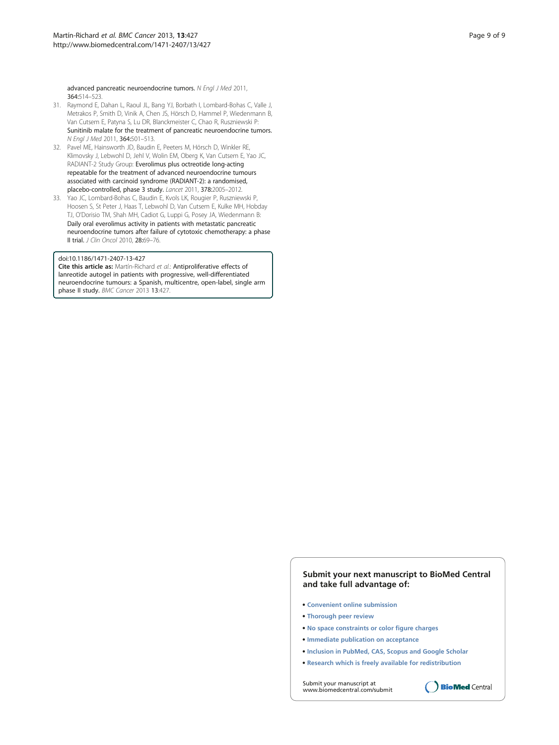advanced pancreatic neuroendocrine tumors. *N Engl J Med* 2011, **364**:514–523.

31. Raymond E, Dahan L, Raoul JL, Bang YJ, Borbath I, Lombard-Bohas C, Valle J, Metrakos P, Smith D, Vinik A, Chen JS, Hörsch D, Hammel P, Wiedenmann B, Van Cutsem E, Patyna S, Lu DR, Blanckmeister C, Chao R, Ruszniewski P: Sunitinib malate for the treatment of pancreatic neuroendocrine tumors. *N Engl J Med* 2011, **364**:501–513.
32. Pavel ME, Hainsworth JD, Baudin E, Peeters M, Hörsch D, Winkler RE, Klimovsky J, Lebwohl D, Jehl V, Wolin EM, Oberg K, Van Cutsem E, Yao JC, RADIANT-2 Study Group: Everolimus plus octreotide long-acting repeatable for the treatment of advanced neuroendocrine tumours associated with carcinoid syndrome (RADIANT-2): a randomised, placebo-controlled, phase 3 study. *Lancet* 2011, **378**:2005–2012.
33. Yao JC, Lombard-Bohas C, Baudin E, Kvols LK, Rougier P, Ruszniewski P, Hoosen S, St Peter J, Haas T, Lebwohl D, Van Cutsem E, Kulke MH, Hobday TJ, O'Dorisio TM, Shah MH, Cadiot G, Luppi G, Posey JA, Wiedenmann B: Daily oral everolimus activity in patients with metastatic pancreatic neuroendocrine tumors after failure of cytotoxic chemotherapy: a phase II trial. *J Clin Oncol* 2010, **28**:69–76.

doi:10.1186/1471-2407-13-427
**Cite this article as:** Martín-Richard *et al.*: Antiproliferative effects of lanreotide autogel in patients with progressive, well-differentiated neuroendocrine tumours: a Spanish, multicentre, open-label, single arm phase II study. *BMC Cancer* 2013 **13**:427.

**Submit your next manuscript to BioMed Central and take full advantage of:**

- **Convenient online submission**
- **Thorough peer review**
- **No space constraints or color figure charges**
- **Immediate publication on acceptance**
- **Inclusion in PubMed, CAS, Scopus and Google Scholar**
- **Research which is freely available for redistribution**

Submit your manuscript at
www.biomedcentral.com/submit

BioMed Central